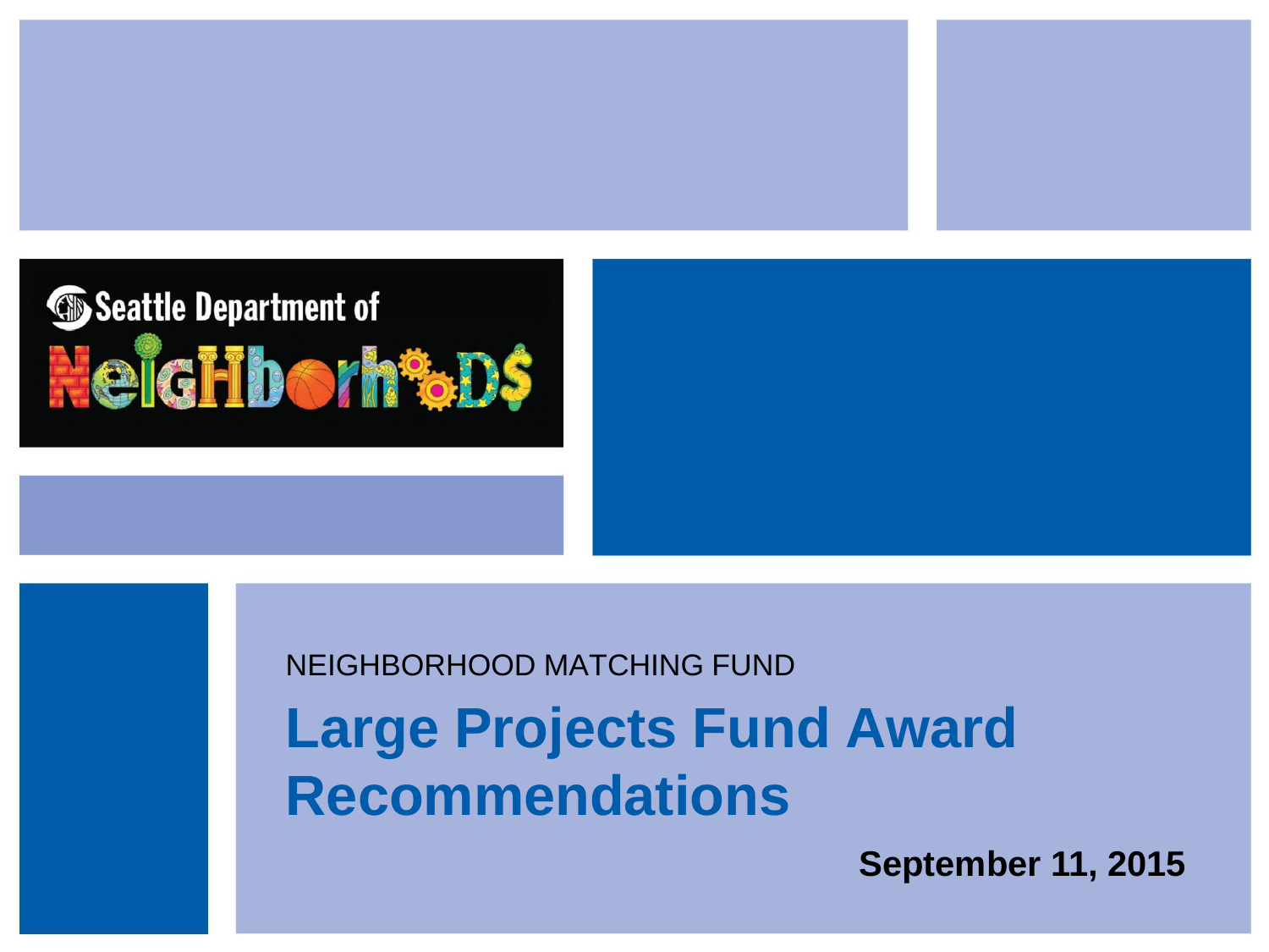Seattle Department of Neighborhoods

NEIGHBORHOOD MATCHING FUND

# Large Projects Fund Award Recommendations

**September 11, 2015**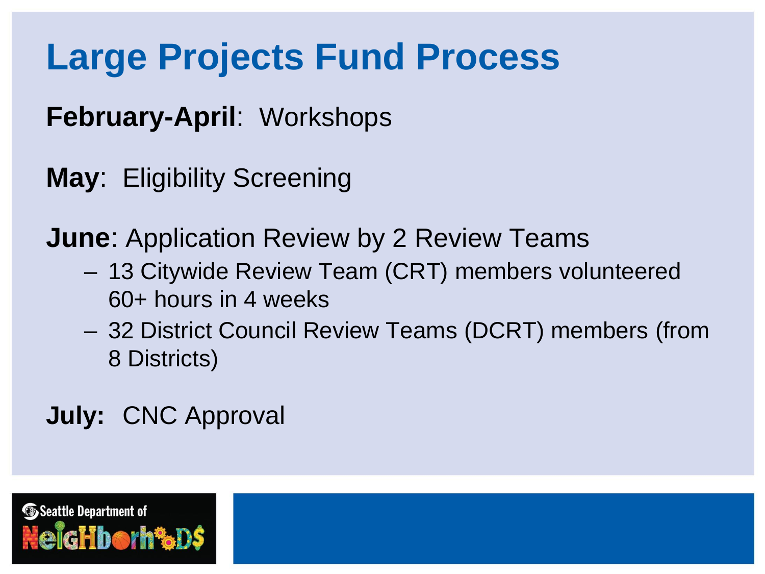# Large Projects Fund Process

**February-April**: Workshops

**May**: Eligibility Screening

**June**: Application Review by 2 Review Teams

- 13 Citywide Review Team (CRT) members volunteered 60+ hours in 4 weeks
- 32 District Council Review Teams (DCRT) members (from 8 Districts)

**July:** CNC Approval

Seattle Department of Neighborhoods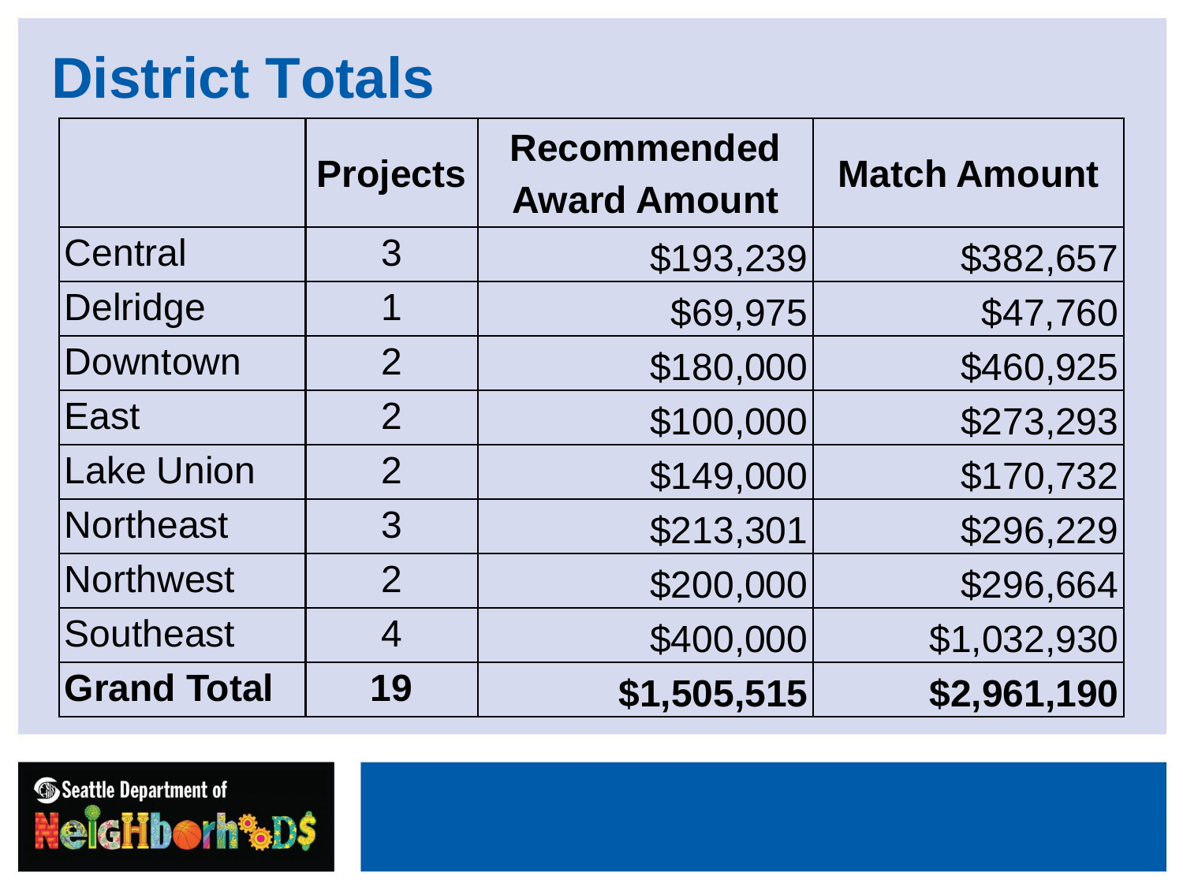# District Totals

| | Projects | Recommended Award Amount | Match Amount |
|---|---|---|---|
| Central | 3 | $193,239 | $382,657 |
| Delridge | 1 | $69,975 | $47,760 |
| Downtown | 2 | $180,000 | $460,925 |
| East | 2 | $100,000 | $273,293 |
| Lake Union | 2 | $149,000 | $170,732 |
| Northeast | 3 | $213,301 | $296,229 |
| Northwest | 2 | $200,000 | $296,664 |
| Southeast | 4 | $400,000 | $1,032,930 |
| **Grand Total** | **19** | **$1,505,515** | **$2,961,190** |

Seattle Department of Neighborhoods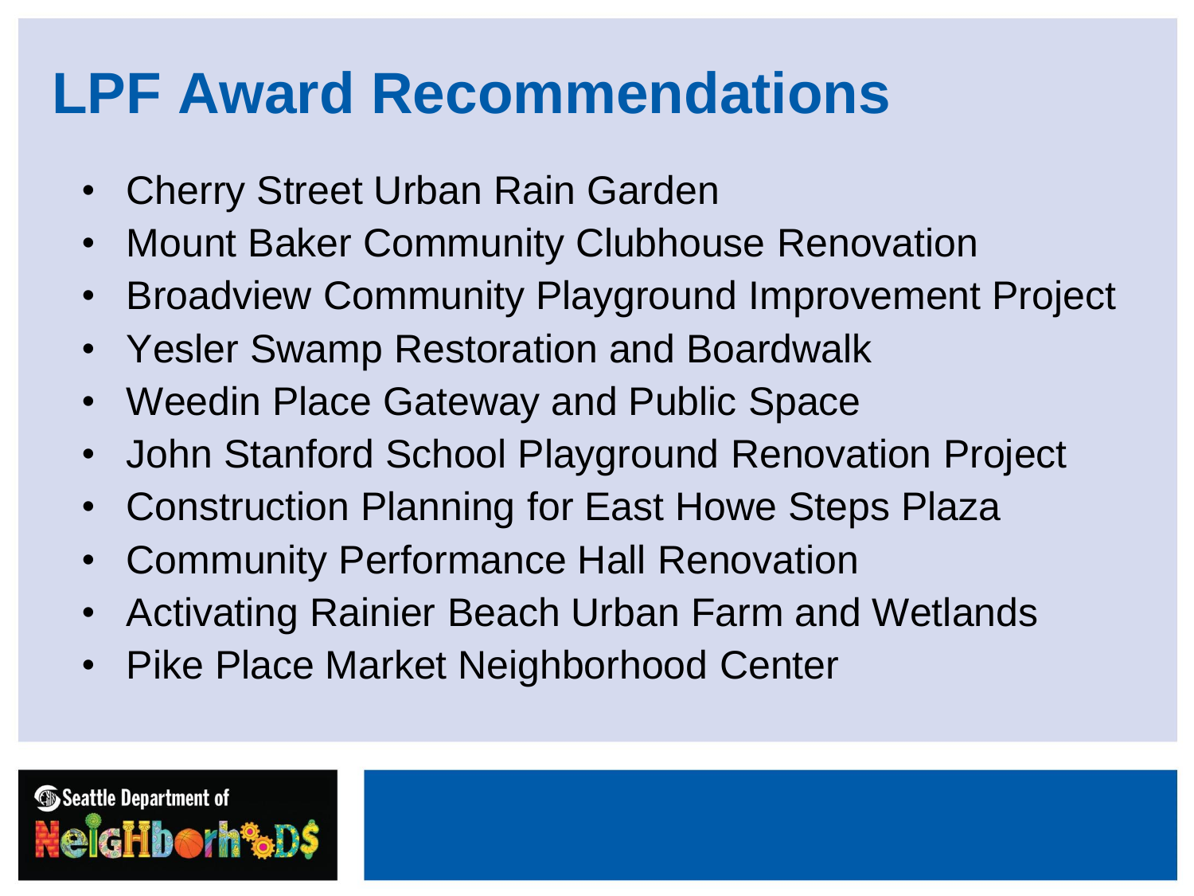# LPF Award Recommendations

- Cherry Street Urban Rain Garden
- Mount Baker Community Clubhouse Renovation
- Broadview Community Playground Improvement Project
- Yesler Swamp Restoration and Boardwalk
- Weedin Place Gateway and Public Space
- John Stanford School Playground Renovation Project
- Construction Planning for East Howe Steps Plaza
- Community Performance Hall Renovation
- Activating Rainier Beach Urban Farm and Wetlands
- Pike Place Market Neighborhood Center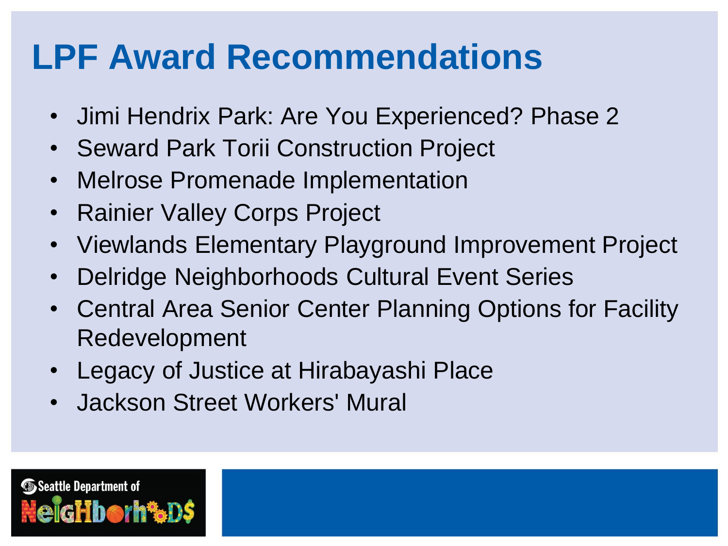# LPF Award Recommendations

- Jimi Hendrix Park: Are You Experienced? Phase 2
- Seward Park Torii Construction Project
- Melrose Promenade Implementation
- Rainier Valley Corps Project
- Viewlands Elementary Playground Improvement Project
- Delridge Neighborhoods Cultural Event Series
- Central Area Senior Center Planning Options for Facility Redevelopment
- Legacy of Justice at Hirabayashi Place
- Jackson Street Workers' Mural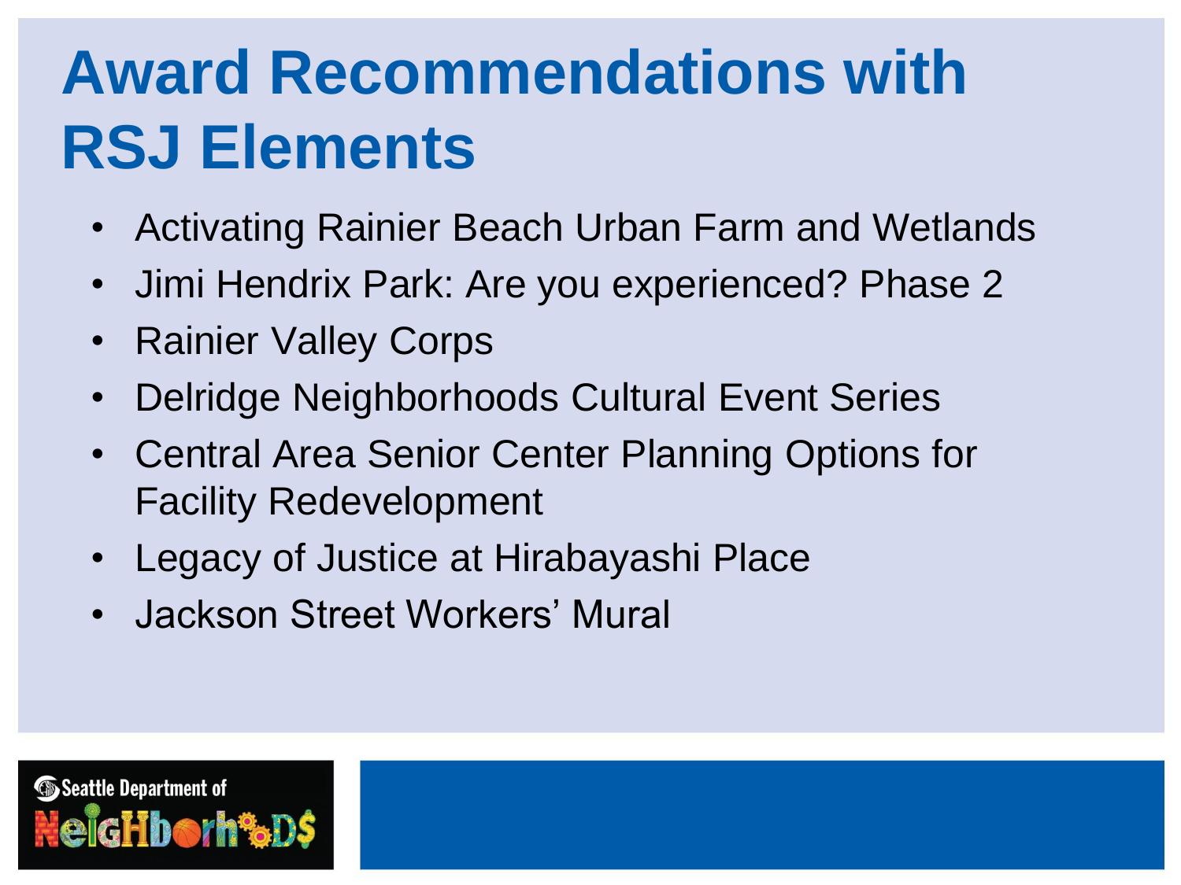# Award Recommendations with RSJ Elements

- Activating Rainier Beach Urban Farm and Wetlands
- Jimi Hendrix Park: Are you experienced? Phase 2
- Rainier Valley Corps
- Delridge Neighborhoods Cultural Event Series
- Central Area Senior Center Planning Options for Facility Redevelopment
- Legacy of Justice at Hirabayashi Place
- Jackson Street Workers' Mural